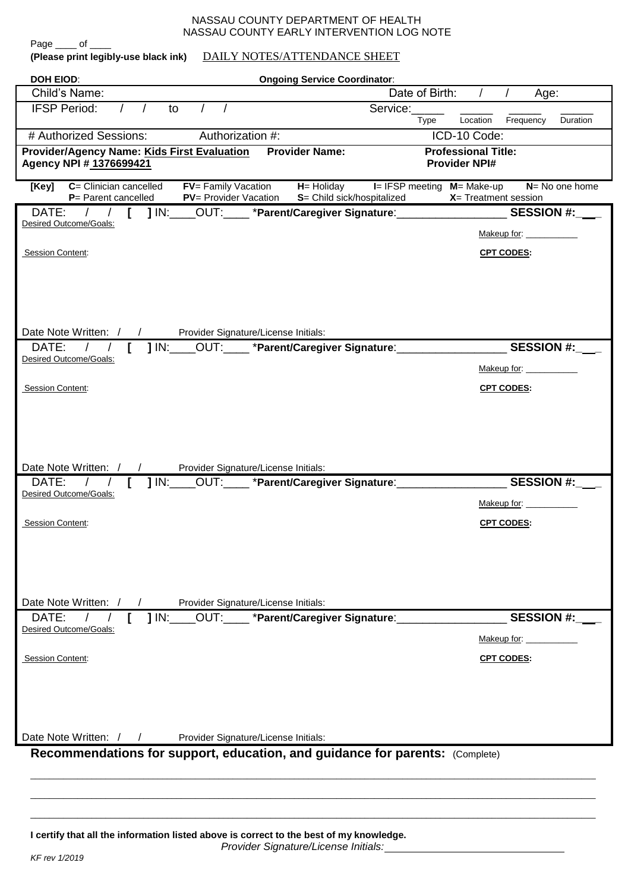NASSAU COUNTY DEPARTMENT OF HEALTH
NASSAU COUNTY EARLY INTERVENTION LOG NOTE

Page ____ of ____

**(Please print legibly-use black ink)** DAILY NOTES/ATTENDANCE SHEET

**DOH EIOD**: **Ongoing Service Coordinator**:

| Child's Name: | Date of Birth: / / | Age: |
|---|---|---|
| IFSP Period: / / to / / | Service:_____ Type _____ Location _____ Frequency _____ Duration | |
| # Authorized Sessions: | Authorization #: | ICD-10 Code: |
| **Provider/Agency Name: Kids First Evaluation** **Agency NPI # 1376699421** | **Provider Name:** | **Professional Title:** **Provider NPI#** |

**[Key]** **C**= Clinician cancelled **FV**= Family Vacation **H**= Holiday **I**= IFSP meeting **M**= Make-up **N**= No one home
**P**= Parent cancelled **PV**= Provider Vacation **S**= Child sick/hospitalized **X**= Treatment session

DATE: / / [ ] IN:____OUT:____ ***Parent/Caregiver Signature**:__________________ **SESSION #:**___

Desired Outcome/Goals: Makeup for: ___________

Session Content: **CPT CODES:**

Date Note Written: / / Provider Signature/License Initials:

DATE: / / [ ] IN:____OUT:____ ***Parent/Caregiver Signature**:__________________ **SESSION #:**___

Desired Outcome/Goals: Makeup for: ___________

Session Content: **CPT CODES:**

Date Note Written: / / Provider Signature/License Initials:

DATE: / / [ ] IN:____OUT:____ ***Parent/Caregiver Signature**:__________________ **SESSION #:**___

Desired Outcome/Goals: Makeup for: ___________

Session Content: **CPT CODES:**

Date Note Written: / / Provider Signature/License Initials:

DATE: / / [ ] IN:____OUT:____ ***Parent/Caregiver Signature**:__________________ **SESSION #:**___

Desired Outcome/Goals: Makeup for: ___________

Session Content: **CPT CODES:**

Date Note Written: / / Provider Signature/License Initials:

**Recommendations for support, education, and guidance for parents:** (Complete)

______________________________________________________________________________

______________________________________________________________________________

______________________________________________________________________________

**I certify that all the information listed above is correct to the best of my knowledge.**

*Provider Signature/License Initials:*________________________________

*KF rev 1/2019*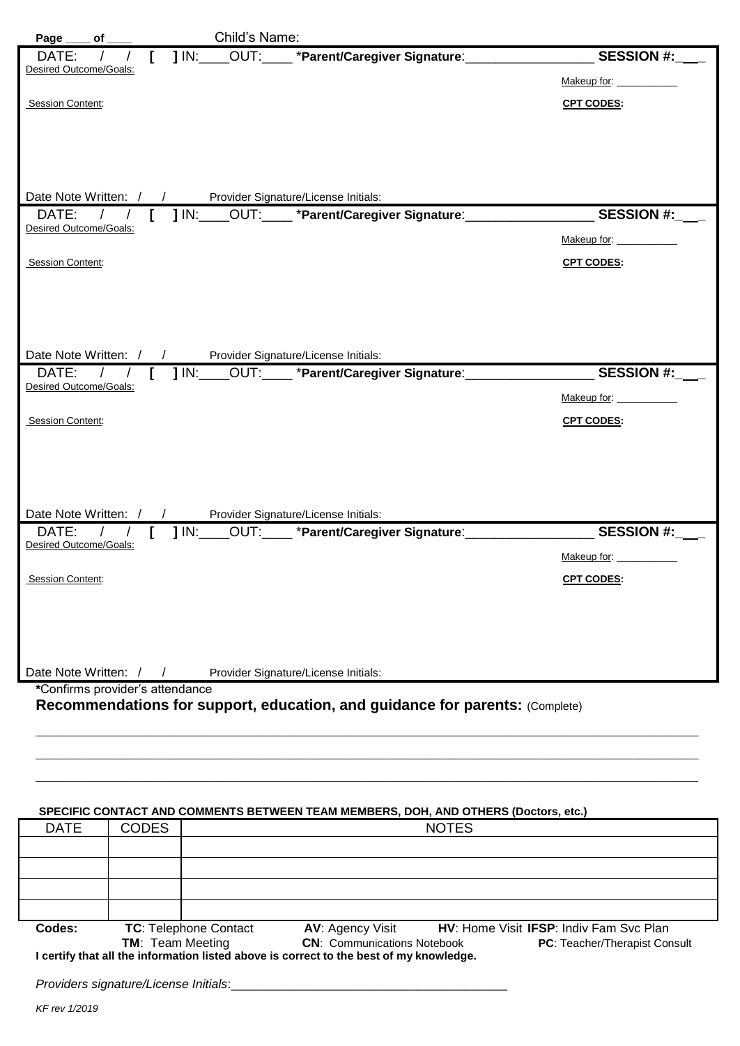Page ____ of ____ Child's Name:

DATE: / / [ ] IN:____OUT:____ ***Parent/Caregiver Signature**:__________________ **SESSION #:**___

Desired Outcome/Goals:

Makeup for: ___________

Session Content:

**CPT CODES:**

Date Note Written: / / Provider Signature/License Initials:

DATE: / / [ ] IN:____OUT:____ ***Parent/Caregiver Signature**:__________________ **SESSION #:**___

Desired Outcome/Goals:

Makeup for: ___________

Session Content:

**CPT CODES:**

Date Note Written: / / Provider Signature/License Initials:

DATE: / / [ ] IN:____OUT:____ ***Parent/Caregiver Signature**:__________________ **SESSION #:**___

Desired Outcome/Goals:

Makeup for: ___________

Session Content:

**CPT CODES:**

Date Note Written: / / Provider Signature/License Initials:

DATE: / / [ ] IN:____OUT:____ ***Parent/Caregiver Signature**:__________________ **SESSION #:**___

Desired Outcome/Goals:

Makeup for: ___________

Session Content:

**CPT CODES:**

Date Note Written: / / Provider Signature/License Initials:

***Confirms provider's attendance**

**Recommendations for support, education, and guidance for parents:** (Complete)

_____________________________________________________________________________________

_____________________________________________________________________________________

_____________________________________________________________________________________

**SPECIFIC CONTACT AND COMMENTS BETWEEN TEAM MEMBERS, DOH, AND OTHERS (Doctors, etc.)**

| DATE | CODES | NOTES |
|---|---|---|
| | | |
| | | |
| | | |
| | | |

**Codes:** **TC**: Telephone Contact **AV**: Agency Visit **HV**: Home Visit **IFSP**: Indiv Fam Svc Plan **TM**: Team Meeting **CN**: Communications Notebook **PC**: Teacher/Therapist Consult

**I certify that all the information listed above is correct to the best of my knowledge.**

*Providers signature/License Initials*:__________________________________________

*KF rev 1/2019*